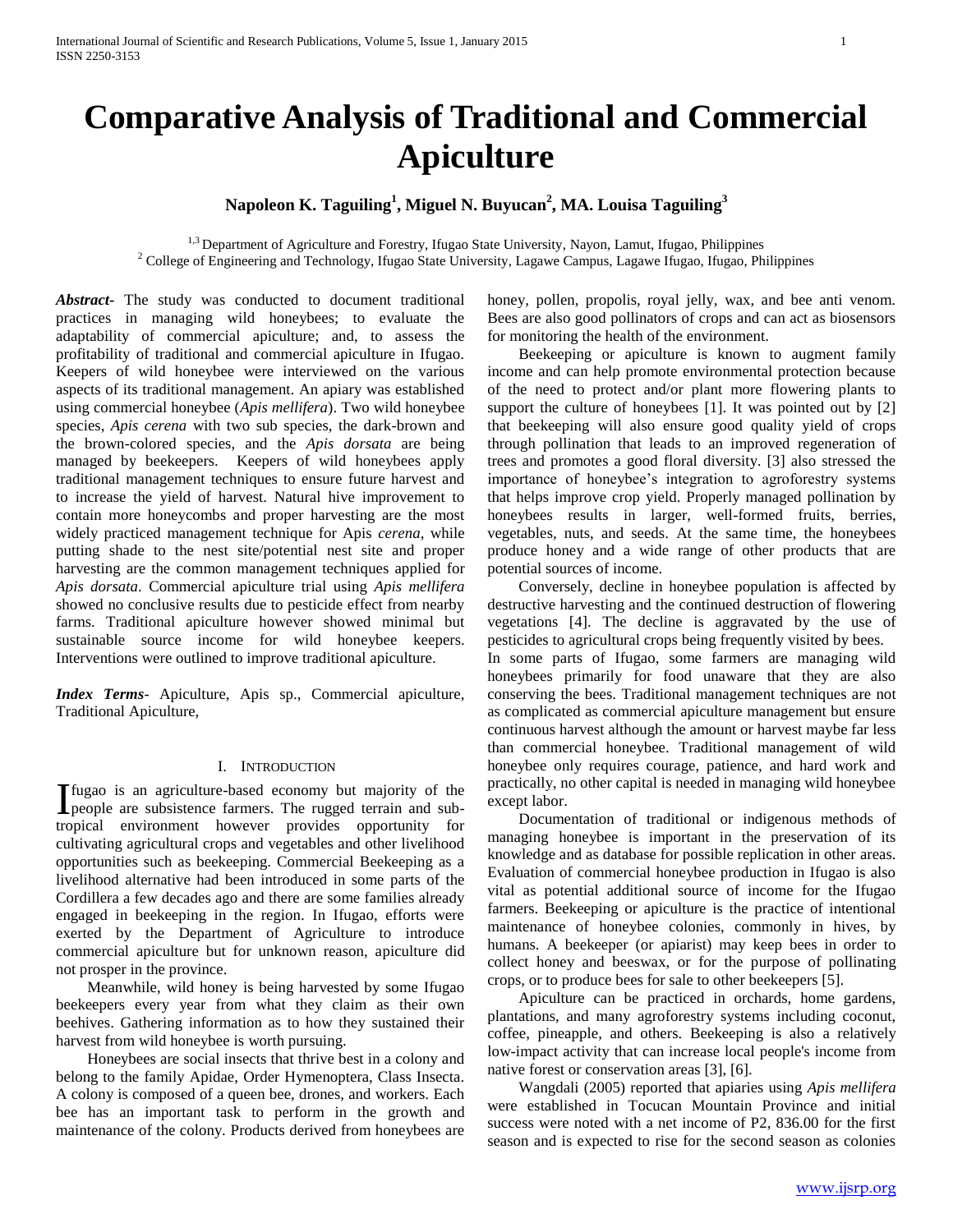# Comparative Analysis of Traditional and Commercial Apiculture

**Napoleon K. Taguiling[1], Miguel N. Buyucan[2], MA. Louisa Taguiling[3]**

[1,3] Department of Agriculture and Forestry, Ifugao State University, Nayon, Lamut, Ifugao, Philippines
[2] College of Engineering and Technology, Ifugao State University, Lagawe Campus, Lagawe Ifugao, Ifugao, Philippines

***Abstract-*** The study was conducted to document traditional practices in managing wild honeybees; to evaluate the adaptability of commercial apiculture; and, to assess the profitability of traditional and commercial apiculture in Ifugao. Keepers of wild honeybee were interviewed on the various aspects of its traditional management. An apiary was established using commercial honeybee (*Apis mellifera*). Two wild honeybee species, *Apis cerena* with two sub species, the dark-brown and the brown-colored species, and the *Apis dorsata* are being managed by beekeepers. Keepers of wild honeybees apply traditional management techniques to ensure future harvest and to increase the yield of harvest. Natural hive improvement to contain more honeycombs and proper harvesting are the most widely practiced management technique for Apis *cerena*, while putting shade to the nest site/potential nest site and proper harvesting are the common management techniques applied for *Apis dorsata*. Commercial apiculture trial using *Apis mellifera* showed no conclusive results due to pesticide effect from nearby farms. Traditional apiculture however showed minimal but sustainable source income for wild honeybee keepers. Interventions were outlined to improve traditional apiculture.

***Index Terms-*** Apiculture, Apis sp., Commercial apiculture, Traditional Apiculture,

## I. Introduction

Ifugao is an agriculture-based economy but majority of the people are subsistence farmers. The rugged terrain and sub-tropical environment however provides opportunity for cultivating agricultural crops and vegetables and other livelihood opportunities such as beekeeping. Commercial Beekeeping as a livelihood alternative had been introduced in some parts of the Cordillera a few decades ago and there are some families already engaged in beekeeping in the region. In Ifugao, efforts were exerted by the Department of Agriculture to introduce commercial apiculture but for unknown reason, apiculture did not prosper in the province.

Meanwhile, wild honey is being harvested by some Ifugao beekeepers every year from what they claim as their own beehives. Gathering information as to how they sustained their harvest from wild honeybee is worth pursuing.

Honeybees are social insects that thrive best in a colony and belong to the family Apidae, Order Hymenoptera, Class Insecta. A colony is composed of a queen bee, drones, and workers. Each bee has an important task to perform in the growth and maintenance of the colony. Products derived from honeybees are honey, pollen, propolis, royal jelly, wax, and bee anti venom. Bees are also good pollinators of crops and can act as biosensors for monitoring the health of the environment.

Beekeeping or apiculture is known to augment family income and can help promote environmental protection because of the need to protect and/or plant more flowering plants to support the culture of honeybees [1]. It was pointed out by [2] that beekeeping will also ensure good quality yield of crops through pollination that leads to an improved regeneration of trees and promotes a good floral diversity. [3] also stressed the importance of honeybee's integration to agroforestry systems that helps improve crop yield. Properly managed pollination by honeybees results in larger, well-formed fruits, berries, vegetables, nuts, and seeds. At the same time, the honeybees produce honey and a wide range of other products that are potential sources of income.

Conversely, decline in honeybee population is affected by destructive harvesting and the continued destruction of flowering vegetations [4]. The decline is aggravated by the use of pesticides to agricultural crops being frequently visited by bees.

In some parts of Ifugao, some farmers are managing wild honeybees primarily for food unaware that they are also conserving the bees. Traditional management techniques are not as complicated as commercial apiculture management but ensure continuous harvest although the amount or harvest maybe far less than commercial honeybee. Traditional management of wild honeybee only requires courage, patience, and hard work and practically, no other capital is needed in managing wild honeybee except labor.

Documentation of traditional or indigenous methods of managing honeybee is important in the preservation of its knowledge and as database for possible replication in other areas. Evaluation of commercial honeybee production in Ifugao is also vital as potential additional source of income for the Ifugao farmers. Beekeeping or apiculture is the practice of intentional maintenance of honeybee colonies, commonly in hives, by humans. A beekeeper (or apiarist) may keep bees in order to collect honey and beeswax, or for the purpose of pollinating crops, or to produce bees for sale to other beekeepers [5].

Apiculture can be practiced in orchards, home gardens, plantations, and many agroforestry systems including coconut, coffee, pineapple, and others. Beekeeping is also a relatively low-impact activity that can increase local people's income from native forest or conservation areas [3], [6].

Wangdali (2005) reported that apiaries using *Apis mellifera* were established in Tocucan Mountain Province and initial success were noted with a net income of P2, 836.00 for the first season and is expected to rise for the second season as colonies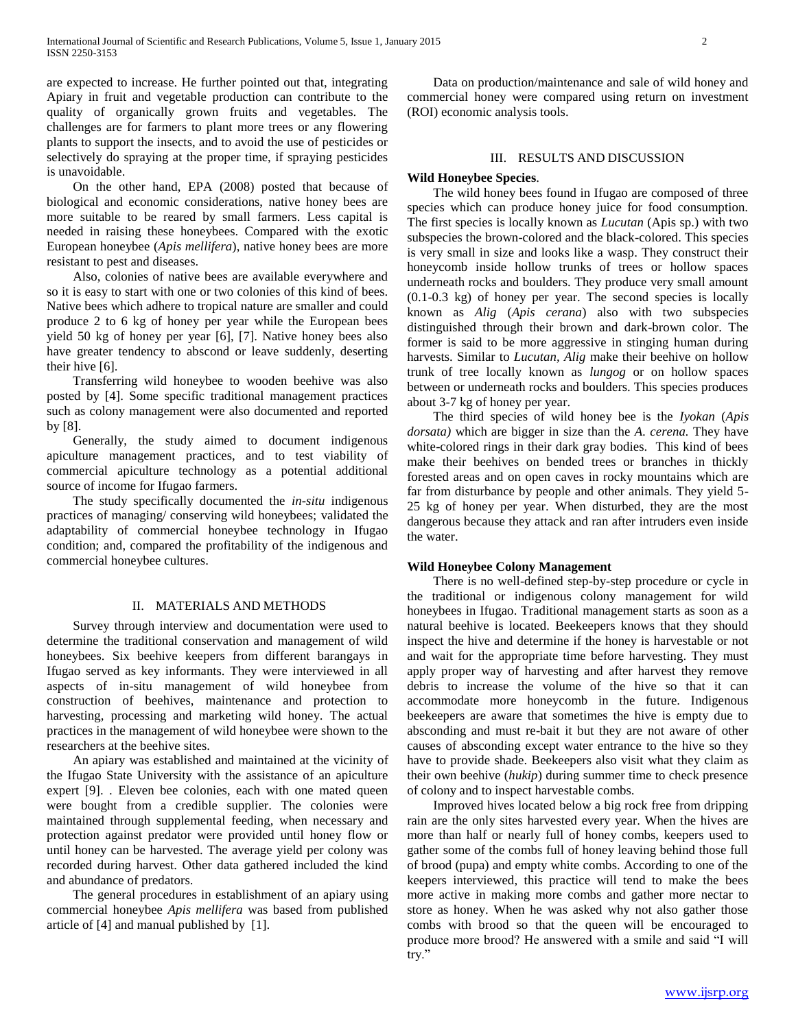are expected to increase. He further pointed out that, integrating Apiary in fruit and vegetable production can contribute to the quality of organically grown fruits and vegetables. The challenges are for farmers to plant more trees or any flowering plants to support the insects, and to avoid the use of pesticides or selectively do spraying at the proper time, if spraying pesticides is unavoidable.

On the other hand, EPA (2008) posted that because of biological and economic considerations, native honey bees are more suitable to be reared by small farmers. Less capital is needed in raising these honeybees. Compared with the exotic European honeybee (*Apis mellifera*), native honey bees are more resistant to pest and diseases.

Also, colonies of native bees are available everywhere and so it is easy to start with one or two colonies of this kind of bees. Native bees which adhere to tropical nature are smaller and could produce 2 to 6 kg of honey per year while the European bees yield 50 kg of honey per year [6], [7]. Native honey bees also have greater tendency to abscond or leave suddenly, deserting their hive [6].

Transferring wild honeybee to wooden beehive was also posted by [4]. Some specific traditional management practices such as colony management were also documented and reported by [8].

Generally, the study aimed to document indigenous apiculture management practices, and to test viability of commercial apiculture technology as a potential additional source of income for Ifugao farmers.

The study specifically documented the *in-situ* indigenous practices of managing/ conserving wild honeybees; validated the adaptability of commercial honeybee technology in Ifugao condition; and, compared the profitability of the indigenous and commercial honeybee cultures.

## II. MATERIALS AND METHODS

Survey through interview and documentation were used to determine the traditional conservation and management of wild honeybees. Six beehive keepers from different barangays in Ifugao served as key informants. They were interviewed in all aspects of in-situ management of wild honeybee from construction of beehives, maintenance and protection to harvesting, processing and marketing wild honey. The actual practices in the management of wild honeybee were shown to the researchers at the beehive sites.

An apiary was established and maintained at the vicinity of the Ifugao State University with the assistance of an apiculture expert [9]. . Eleven bee colonies, each with one mated queen were bought from a credible supplier. The colonies were maintained through supplemental feeding, when necessary and protection against predator were provided until honey flow or until honey can be harvested. The average yield per colony was recorded during harvest. Other data gathered included the kind and abundance of predators.

The general procedures in establishment of an apiary using commercial honeybee *Apis mellifera* was based from published article of [4] and manual published by [1].

Data on production/maintenance and sale of wild honey and commercial honey were compared using return on investment (ROI) economic analysis tools.

## III. RESULTS AND DISCUSSION

**Wild Honeybee Species**.

The wild honey bees found in Ifugao are composed of three species which can produce honey juice for food consumption. The first species is locally known as *Lucutan* (Apis sp.) with two subspecies the brown-colored and the black-colored. This species is very small in size and looks like a wasp. They construct their honeycomb inside hollow trunks of trees or hollow spaces underneath rocks and boulders. They produce very small amount (0.1-0.3 kg) of honey per year. The second species is locally known as *Alig* (*Apis cerana*) also with two subspecies distinguished through their brown and dark-brown color. The former is said to be more aggressive in stinging human during harvests. Similar to *Lucutan, Alig* make their beehive on hollow trunk of tree locally known as *lungog* or on hollow spaces between or underneath rocks and boulders. This species produces about 3-7 kg of honey per year.

The third species of wild honey bee is the *Iyokan* (*Apis dorsata)* which are bigger in size than the *A. cerena.* They have white-colored rings in their dark gray bodies. This kind of bees make their beehives on bended trees or branches in thickly forested areas and on open caves in rocky mountains which are far from disturbance by people and other animals. They yield 5-25 kg of honey per year. When disturbed, they are the most dangerous because they attack and ran after intruders even inside the water.

**Wild Honeybee Colony Management**

There is no well-defined step-by-step procedure or cycle in the traditional or indigenous colony management for wild honeybees in Ifugao. Traditional management starts as soon as a natural beehive is located. Beekeepers knows that they should inspect the hive and determine if the honey is harvestable or not and wait for the appropriate time before harvesting. They must apply proper way of harvesting and after harvest they remove debris to increase the volume of the hive so that it can accommodate more honeycomb in the future. Indigenous beekeepers are aware that sometimes the hive is empty due to absconding and must re-bait it but they are not aware of other causes of absconding except water entrance to the hive so they have to provide shade. Beekeepers also visit what they claim as their own beehive (*hukip*) during summer time to check presence of colony and to inspect harvestable combs.

Improved hives located below a big rock free from dripping rain are the only sites harvested every year. When the hives are more than half or nearly full of honey combs, keepers used to gather some of the combs full of honey leaving behind those full of brood (pupa) and empty white combs. According to one of the keepers interviewed, this practice will tend to make the bees more active in making more combs and gather more nectar to store as honey. When he was asked why not also gather those combs with brood so that the queen will be encouraged to produce more brood? He answered with a smile and said "I will try."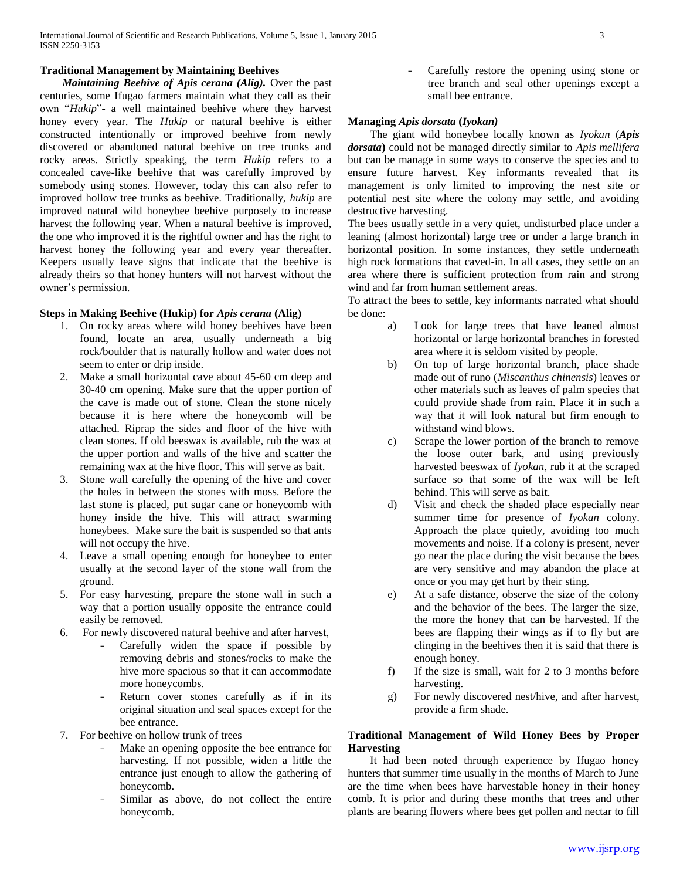### Traditional Management by Maintaining Beehives

***Maintaining Beehive of Apis cerana (Alig).*** Over the past centuries, some Ifugao farmers maintain what they call as their own "*Hukip*"- a well maintained beehive where they harvest honey every year. The *Hukip* or natural beehive is either constructed intentionally or improved beehive from newly discovered or abandoned natural beehive on tree trunks and rocky areas. Strictly speaking, the term *Hukip* refers to a concealed cave-like beehive that was carefully improved by somebody using stones. However, today this can also refer to improved hollow tree trunks as beehive. Traditionally, *hukip* are improved natural wild honeybee beehive purposely to increase harvest the following year. When a natural beehive is improved, the one who improved it is the rightful owner and has the right to harvest honey the following year and every year thereafter. Keepers usually leave signs that indicate that the beehive is already theirs so that honey hunters will not harvest without the owner's permission.

### Steps in Making Beehive (Hukip) for *Apis cerana* (Alig)

1. On rocky areas where wild honey beehives have been found, locate an area, usually underneath a big rock/boulder that is naturally hollow and water does not seem to enter or drip inside.
2. Make a small horizontal cave about 45-60 cm deep and 30-40 cm opening. Make sure that the upper portion of the cave is made out of stone. Clean the stone nicely because it is here where the honeycomb will be attached. Riprap the sides and floor of the hive with clean stones. If old beeswax is available, rub the wax at the upper portion and walls of the hive and scatter the remaining wax at the hive floor. This will serve as bait.
3. Stone wall carefully the opening of the hive and cover the holes in between the stones with moss. Before the last stone is placed, put sugar cane or honeycomb with honey inside the hive. This will attract swarming honeybees. Make sure the bait is suspended so that ants will not occupy the hive.
4. Leave a small opening enough for honeybee to enter usually at the second layer of the stone wall from the ground.
5. For easy harvesting, prepare the stone wall in such a way that a portion usually opposite the entrance could easily be removed.
6. For newly discovered natural beehive and after harvest,
   - Carefully widen the space if possible by removing debris and stones/rocks to make the hive more spacious so that it can accommodate more honeycombs.
   - Return cover stones carefully as if in its original situation and seal spaces except for the bee entrance.
7. For beehive on hollow trunk of trees
   - Make an opening opposite the bee entrance for harvesting. If not possible, widen a little the entrance just enough to allow the gathering of honeycomb.
   - Similar as above, do not collect the entire honeycomb.
   - Carefully restore the opening using stone or tree branch and seal other openings except a small bee entrance.

### Managing *Apis dorsata* (*Iyokan*)

The giant wild honeybee locally known as *Iyokan* (***Apis dorsata***) could not be managed directly similar to *Apis mellifera* but can be manage in some ways to conserve the species and to ensure future harvest. Key informants revealed that its management is only limited to improving the nest site or potential nest site where the colony may settle, and avoiding destructive harvesting.

The bees usually settle in a very quiet, undisturbed place under a leaning (almost horizontal) large tree or under a large branch in horizontal position. In some instances, they settle underneath high rock formations that caved-in. In all cases, they settle on an area where there is sufficient protection from rain and strong wind and far from human settlement areas.

To attract the bees to settle, key informants narrated what should be done:

a) Look for large trees that have leaned almost horizontal or large horizontal branches in forested area where it is seldom visited by people.

b) On top of large horizontal branch, place shade made out of runo (*Miscanthus chinensis*) leaves or other materials such as leaves of palm species that could provide shade from rain. Place it in such a way that it will look natural but firm enough to withstand wind blows.

c) Scrape the lower portion of the branch to remove the loose outer bark, and using previously harvested beeswax of *Iyokan*, rub it at the scraped surface so that some of the wax will be left behind. This will serve as bait.

d) Visit and check the shaded place especially near summer time for presence of *Iyokan* colony. Approach the place quietly, avoiding too much movements and noise. If a colony is present, never go near the place during the visit because the bees are very sensitive and may abandon the place at once or you may get hurt by their sting.

e) At a safe distance, observe the size of the colony and the behavior of the bees. The larger the size, the more the honey that can be harvested. If the bees are flapping their wings as if to fly but are clinging in the beehives then it is said that there is enough honey.

f) If the size is small, wait for 2 to 3 months before harvesting.

g) For newly discovered nest/hive, and after harvest, provide a firm shade.

### Traditional Management of Wild Honey Bees by Proper Harvesting

It had been noted through experience by Ifugao honey hunters that summer time usually in the months of March to June are the time when bees have harvestable honey in their honey comb. It is prior and during these months that trees and other plants are bearing flowers where bees get pollen and nectar to fill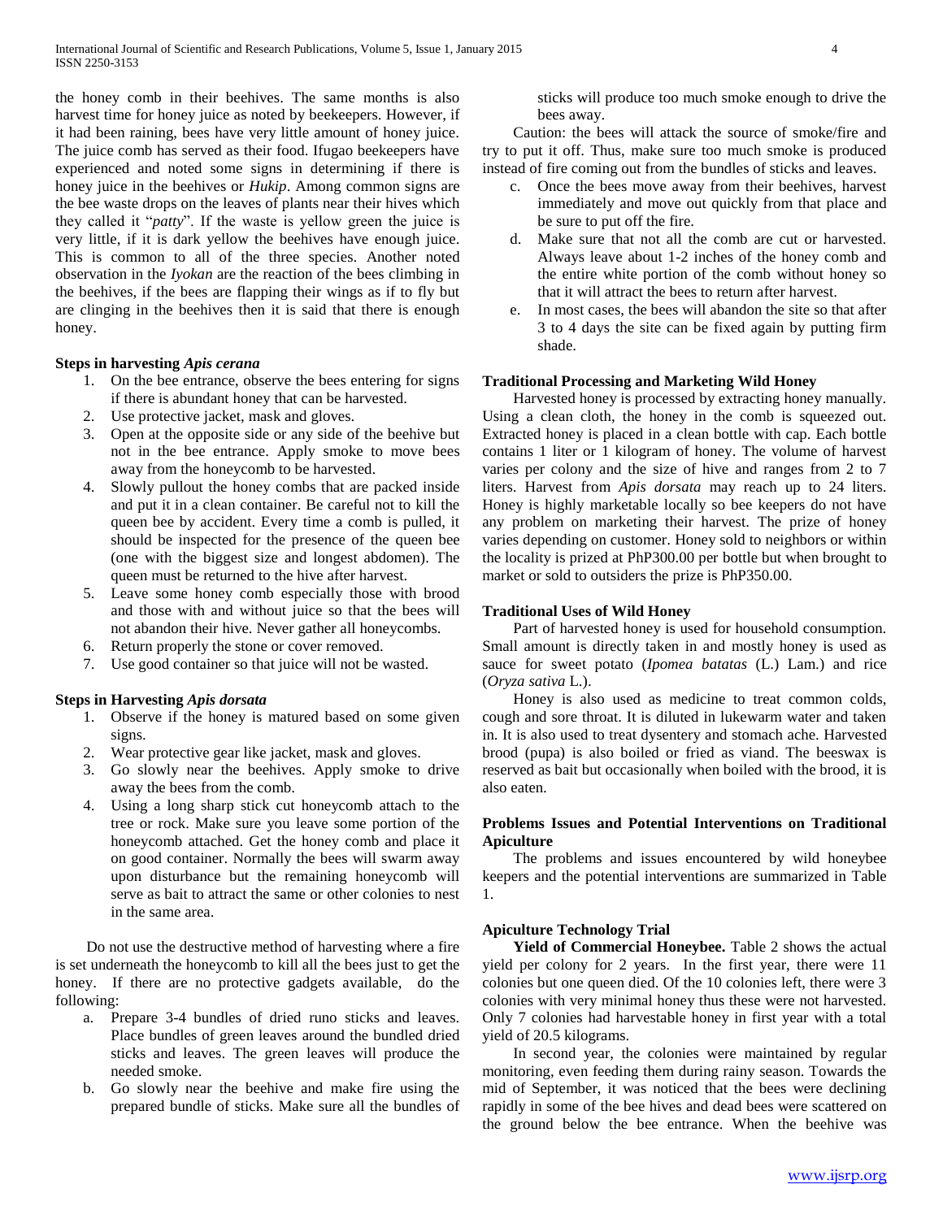the honey comb in their beehives. The same months is also harvest time for honey juice as noted by beekeepers. However, if it had been raining, bees have very little amount of honey juice. The juice comb has served as their food. Ifugao beekeepers have experienced and noted some signs in determining if there is honey juice in the beehives or *Hukip*. Among common signs are the bee waste drops on the leaves of plants near their hives which they called it "*patty*". If the waste is yellow green the juice is very little, if it is dark yellow the beehives have enough juice. This is common to all of the three species. Another noted observation in the *Iyokan* are the reaction of the bees climbing in the beehives, if the bees are flapping their wings as if to fly but are clinging in the beehives then it is said that there is enough honey.

**Steps in harvesting *Apis cerana***

1. On the bee entrance, observe the bees entering for signs if there is abundant honey that can be harvested.
2. Use protective jacket, mask and gloves.
3. Open at the opposite side or any side of the beehive but not in the bee entrance. Apply smoke to move bees away from the honeycomb to be harvested.
4. Slowly pullout the honey combs that are packed inside and put it in a clean container. Be careful not to kill the queen bee by accident. Every time a comb is pulled, it should be inspected for the presence of the queen bee (one with the biggest size and longest abdomen). The queen must be returned to the hive after harvest.
5. Leave some honey comb especially those with brood and those with and without juice so that the bees will not abandon their hive. Never gather all honeycombs.
6. Return properly the stone or cover removed.
7. Use good container so that juice will not be wasted.

**Steps in Harvesting *Apis dorsata***

1. Observe if the honey is matured based on some given signs.
2. Wear protective gear like jacket, mask and gloves.
3. Go slowly near the beehives. Apply smoke to drive away the bees from the comb.
4. Using a long sharp stick cut honeycomb attach to the tree or rock. Make sure you leave some portion of the honeycomb attached. Get the honey comb and place it on good container. Normally the bees will swarm away upon disturbance but the remaining honeycomb will serve as bait to attract the same or other colonies to nest in the same area.

Do not use the destructive method of harvesting where a fire is set underneath the honeycomb to kill all the bees just to get the honey. If there are no protective gadgets available, do the following:

a. Prepare 3-4 bundles of dried runo sticks and leaves. Place bundles of green leaves around the bundled dried sticks and leaves. The green leaves will produce the needed smoke.
b. Go slowly near the beehive and make fire using the prepared bundle of sticks. Make sure all the bundles of sticks will produce too much smoke enough to drive the bees away.

Caution: the bees will attack the source of smoke/fire and try to put it off. Thus, make sure too much smoke is produced instead of fire coming out from the bundles of sticks and leaves.

c. Once the bees move away from their beehives, harvest immediately and move out quickly from that place and be sure to put off the fire.
d. Make sure that not all the comb are cut or harvested. Always leave about 1-2 inches of the honey comb and the entire white portion of the comb without honey so that it will attract the bees to return after harvest.
e. In most cases, the bees will abandon the site so that after 3 to 4 days the site can be fixed again by putting firm shade.

**Traditional Processing and Marketing Wild Honey**

Harvested honey is processed by extracting honey manually. Using a clean cloth, the honey in the comb is squeezed out. Extracted honey is placed in a clean bottle with cap. Each bottle contains 1 liter or 1 kilogram of honey. The volume of harvest varies per colony and the size of hive and ranges from 2 to 7 liters. Harvest from *Apis dorsata* may reach up to 24 liters. Honey is highly marketable locally so bee keepers do not have any problem on marketing their harvest. The prize of honey varies depending on customer. Honey sold to neighbors or within the locality is prized at PhP300.00 per bottle but when brought to market or sold to outsiders the prize is PhP350.00.

**Traditional Uses of Wild Honey**

Part of harvested honey is used for household consumption. Small amount is directly taken in and mostly honey is used as sauce for sweet potato (*Ipomea batatas* (L.) Lam.) and rice (*Oryza sativa* L.).

Honey is also used as medicine to treat common colds, cough and sore throat. It is diluted in lukewarm water and taken in. It is also used to treat dysentery and stomach ache. Harvested brood (pupa) is also boiled or fried as viand. The beeswax is reserved as bait but occasionally when boiled with the brood, it is also eaten.

**Problems Issues and Potential Interventions on Traditional Apiculture**

The problems and issues encountered by wild honeybee keepers and the potential interventions are summarized in Table 1.

**Apiculture Technology Trial**

**Yield of Commercial Honeybee.** Table 2 shows the actual yield per colony for 2 years. In the first year, there were 11 colonies but one queen died. Of the 10 colonies left, there were 3 colonies with very minimal honey thus these were not harvested. Only 7 colonies had harvestable honey in first year with a total yield of 20.5 kilograms.

In second year, the colonies were maintained by regular monitoring, even feeding them during rainy season. Towards the mid of September, it was noticed that the bees were declining rapidly in some of the bee hives and dead bees were scattered on the ground below the bee entrance. When the beehive was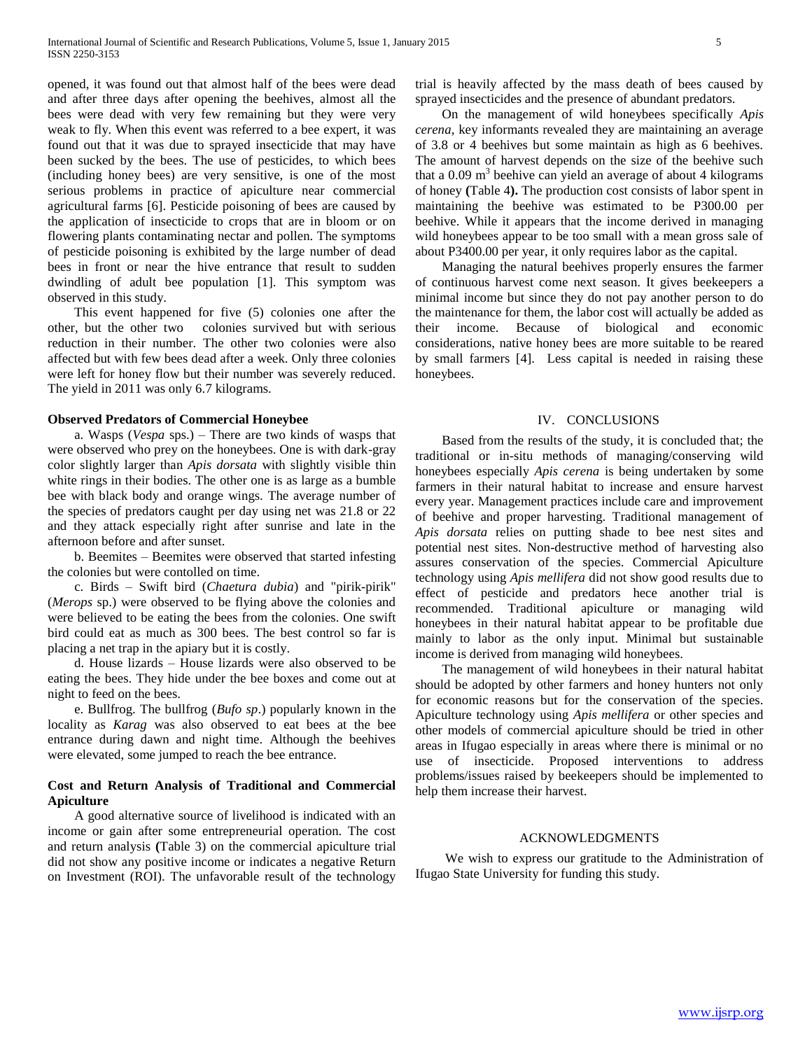opened, it was found out that almost half of the bees were dead and after three days after opening the beehives, almost all the bees were dead with very few remaining but they were very weak to fly. When this event was referred to a bee expert, it was found out that it was due to sprayed insecticide that may have been sucked by the bees. The use of pesticides, to which bees (including honey bees) are very sensitive, is one of the most serious problems in practice of apiculture near commercial agricultural farms [6]. Pesticide poisoning of bees are caused by the application of insecticide to crops that are in bloom or on flowering plants contaminating nectar and pollen. The symptoms of pesticide poisoning is exhibited by the large number of dead bees in front or near the hive entrance that result to sudden dwindling of adult bee population [1]. This symptom was observed in this study.

This event happened for five (5) colonies one after the other, but the other two colonies survived but with serious reduction in their number. The other two colonies were also affected but with few bees dead after a week. Only three colonies were left for honey flow but their number was severely reduced. The yield in 2011 was only 6.7 kilograms.

**Observed Predators of Commercial Honeybee**

a. Wasps (*Vespa* sps.) – There are two kinds of wasps that were observed who prey on the honeybees. One is with dark-gray color slightly larger than *Apis dorsata* with slightly visible thin white rings in their bodies. The other one is as large as a bumble bee with black body and orange wings. The average number of the species of predators caught per day using net was 21.8 or 22 and they attack especially right after sunrise and late in the afternoon before and after sunset.

b. Beemites – Beemites were observed that started infesting the colonies but were contolled on time.

c. Birds – Swift bird (*Chaetura dubia*) and "pirik-pirik" (*Merops* sp.) were observed to be flying above the colonies and were believed to be eating the bees from the colonies. One swift bird could eat as much as 300 bees. The best control so far is placing a net trap in the apiary but it is costly.

d. House lizards – House lizards were also observed to be eating the bees. They hide under the bee boxes and come out at night to feed on the bees.

e. Bullfrog. The bullfrog (*Bufo sp*.) popularly known in the locality as *Karag* was also observed to eat bees at the bee entrance during dawn and night time. Although the beehives were elevated, some jumped to reach the bee entrance.

**Cost and Return Analysis of Traditional and Commercial Apiculture**

A good alternative source of livelihood is indicated with an income or gain after some entrepreneurial operation. The cost and return analysis **(**Table 3) on the commercial apiculture trial did not show any positive income or indicates a negative Return on Investment (ROI). The unfavorable result of the technology trial is heavily affected by the mass death of bees caused by sprayed insecticides and the presence of abundant predators.

On the management of wild honeybees specifically *Apis cerena*, key informants revealed they are maintaining an average of 3.8 or 4 beehives but some maintain as high as 6 beehives. The amount of harvest depends on the size of the beehive such that a 0.09 $m^3$ beehive can yield an average of about 4 kilograms of honey **(**Table 4**).** The production cost consists of labor spent in maintaining the beehive was estimated to be P300.00 per beehive. While it appears that the income derived in managing wild honeybees appear to be too small with a mean gross sale of about P3400.00 per year, it only requires labor as the capital.

Managing the natural beehives properly ensures the farmer of continuous harvest come next season. It gives beekeepers a minimal income but since they do not pay another person to do the maintenance for them, the labor cost will actually be added as their income. Because of biological and economic considerations, native honey bees are more suitable to be reared by small farmers [4]. Less capital is needed in raising these honeybees.

## IV. CONCLUSIONS

Based from the results of the study, it is concluded that; the traditional or in-situ methods of managing/conserving wild honeybees especially *Apis cerena* is being undertaken by some farmers in their natural habitat to increase and ensure harvest every year. Management practices include care and improvement of beehive and proper harvesting. Traditional management of *Apis dorsata* relies on putting shade to bee nest sites and potential nest sites. Non-destructive method of harvesting also assures conservation of the species. Commercial Apiculture technology using *Apis mellifera* did not show good results due to effect of pesticide and predators hece another trial is recommended. Traditional apiculture or managing wild honeybees in their natural habitat appear to be profitable due mainly to labor as the only input. Minimal but sustainable income is derived from managing wild honeybees.

The management of wild honeybees in their natural habitat should be adopted by other farmers and honey hunters not only for economic reasons but for the conservation of the species. Apiculture technology using *Apis mellifera* or other species and other models of commercial apiculture should be tried in other areas in Ifugao especially in areas where there is minimal or no use of insecticide. Proposed interventions to address problems/issues raised by beekeepers should be implemented to help them increase their harvest.

## ACKNOWLEDGMENTS

We wish to express our gratitude to the Administration of Ifugao State University for funding this study.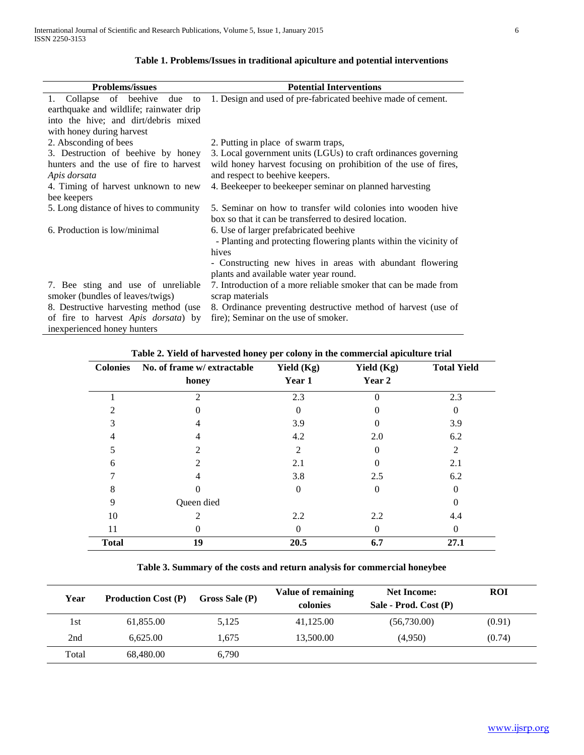**Table 1. Problems/Issues in traditional apiculture and potential interventions**

| Problems/issues | Potential Interventions |
|---|---|
| 1. Collapse of beehive due to earthquake and wildlife; rainwater drip into the hive; and dirt/debris mixed with honey during harvest | 1. Design and used of pre-fabricated beehive made of cement. |
| 2. Absconding of bees | 2. Putting in place of swarm traps, |
| 3. Destruction of beehive by honey hunters and the use of fire to harvest *Apis dorsata* | 3. Local government units (LGUs) to craft ordinances governing wild honey harvest focusing on prohibition of the use of fires, and respect to beehive keepers. |
| 4. Timing of harvest unknown to new bee keepers | 4. Beekeeper to beekeeper seminar on planned harvesting |
| 5. Long distance of hives to community | 5. Seminar on how to transfer wild colonies into wooden hive box so that it can be transferred to desired location. |
| 6. Production is low/minimal | 6. Use of larger prefabricated beehive<br>- Planting and protecting flowering plants within the vicinity of hives<br>- Constructing new hives in areas with abundant flowering plants and available water year round. |
| 7. Bee sting and use of unreliable smoker (bundles of leaves/twigs) | 7. Introduction of a more reliable smoker that can be made from scrap materials |
| 8. Destructive harvesting method (use of fire to harvest *Apis dorsata*) by inexperienced honey hunters | 8. Ordinance preventing destructive method of harvest (use of fire); Seminar on the use of smoker. |

**Table 2. Yield of harvested honey per colony in the commercial apiculture trial**

| Colonies | No. of frame w/ extractable honey | Yield (Kg) Year 1 | Yield (Kg) Year 2 | Total Yield |
|---|---|---|---|---|
| 1 | 2 | 2.3 | 0 | 2.3 |
| 2 | 0 | 0 | 0 | 0 |
| 3 | 4 | 3.9 | 0 | 3.9 |
| 4 | 4 | 4.2 | 2.0 | 6.2 |
| 5 | 2 | 2 | 0 | 2 |
| 6 | 2 | 2.1 | 0 | 2.1 |
| 7 | 4 | 3.8 | 2.5 | 6.2 |
| 8 | 0 | 0 | 0 | 0 |
| 9 | Queen died | | | 0 |
| 10 | 2 | 2.2 | 2.2 | 4.4 |
| 11 | 0 | 0 | 0 | 0 |
| **Total** | **19** | **20.5** | **6.7** | **27.1** |

**Table 3. Summary of the costs and return analysis for commercial honeybee**

| Year | Production Cost (P) | Gross Sale (P) | Value of remaining colonies | Net Income: Sale - Prod. Cost (P) | ROI |
|---|---|---|---|---|---|
| 1st | 61,855.00 | 5,125 | 41,125.00 | (56,730.00) | (0.91) |
| 2nd | 6,625.00 | 1,675 | 13,500.00 | (4,950) | (0.74) |
| Total | 68,480.00 | 6,790 | | | |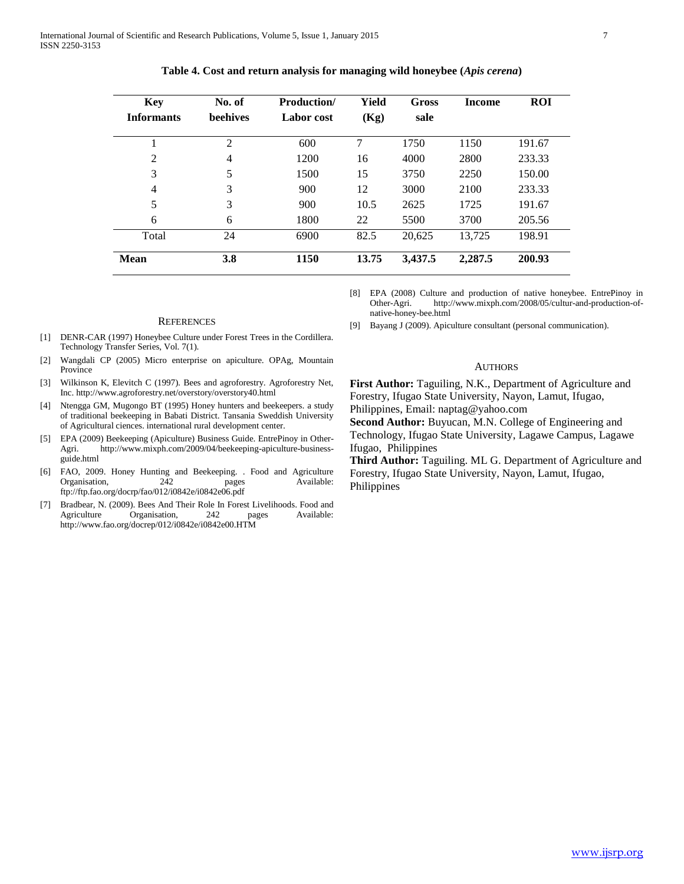**Table 4. Cost and return analysis for managing wild honeybee (*Apis cerena*)**

| Key Informants | No. of beehives | Production/ Labor cost | Yield (Kg) | Gross sale | Income | ROI |
|---|---|---|---|---|---|---|
| 1 | 2 | 600 | 7 | 1750 | 1150 | 191.67 |
| 2 | 4 | 1200 | 16 | 4000 | 2800 | 233.33 |
| 3 | 5 | 1500 | 15 | 3750 | 2250 | 150.00 |
| 4 | 3 | 900 | 12 | 3000 | 2100 | 233.33 |
| 5 | 3 | 900 | 10.5 | 2625 | 1725 | 191.67 |
| 6 | 6 | 1800 | 22 | 5500 | 3700 | 205.56 |
| Total | 24 | 6900 | 82.5 | 20,625 | 13,725 | 198.91 |
| **Mean** | **3.8** | **1150** | **13.75** | **3,437.5** | **2,287.5** | **200.93** |

## References

[1] DENR-CAR (1997) Honeybee Culture under Forest Trees in the Cordillera. Technology Transfer Series, Vol. 7(1).

[2] Wangdali CP (2005) Micro enterprise on apiculture. OPAg, Mountain Province

[3] Wilkinson K, Elevitch C (1997). Bees and agroforestry. Agroforestry Net, Inc. http://www.agroforestry.net/overstory/overstory40.html

[4] Ntengga GM, Mugongo BT (1995) Honey hunters and beekeepers. a study of traditional beekeeping in Babati District. Tansania Sweddish University of Agricultural ciences. international rural development center.

[5] EPA (2009) Beekeeping (Apiculture) Business Guide. EntrePinoy in Other-Agri. http://www.mixph.com/2009/04/beekeeping-apiculture-business-guide.html

[6] FAO, 2009. Honey Hunting and Beekeeping. . Food and Agriculture Organisation, 242 pages Available: ftp://ftp.fao.org/docrp/fao/012/i0842e/i0842e06.pdf

[7] Bradbear, N. (2009). Bees And Their Role In Forest Livelihoods. Food and Agriculture Organisation, 242 pages Available: http://www.fao.org/docrep/012/i0842e/i0842e00.HTM

[8] EPA (2008) Culture and production of native honeybee. EntrePinoy in Other-Agri. http://www.mixph.com/2008/05/cultur-and-production-of-native-honey-bee.html

[9] Bayang J (2009). Apiculture consultant (personal communication).

## Authors

**First Author:** Taguiling, N.K., Department of Agriculture and Forestry, Ifugao State University, Nayon, Lamut, Ifugao, Philippines, Email: naptag@yahoo.com

**Second Author:** Buyucan, M.N. College of Engineering and Technology, Ifugao State University, Lagawe Campus, Lagawe Ifugao, Philippines

**Third Author:** Taguiling. ML G. Department of Agriculture and Forestry, Ifugao State University, Nayon, Lamut, Ifugao, Philippines